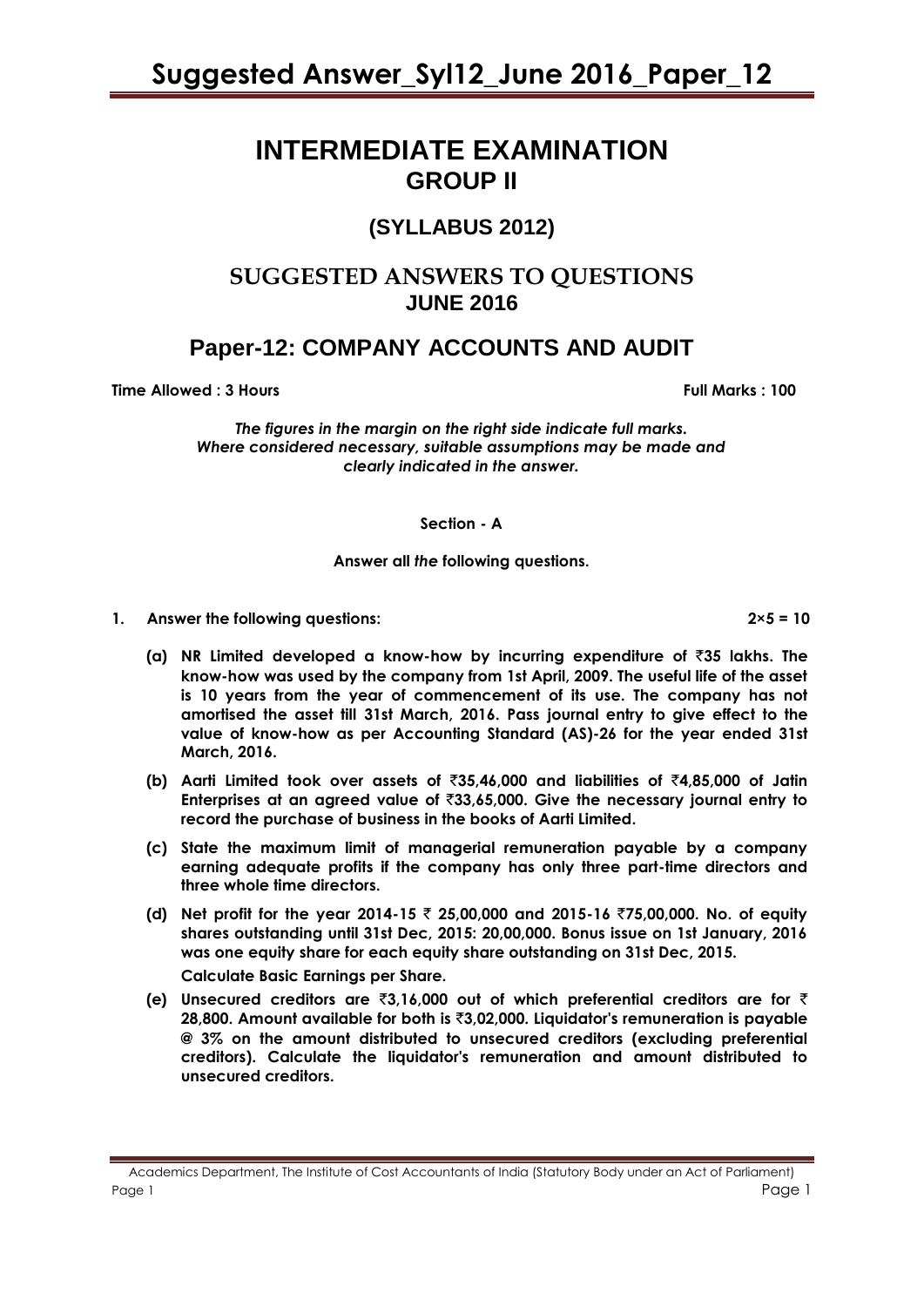# INTERMEDIATE EXAMINATION
## GROUP II

### (SYLLABUS 2012)

## SUGGESTED ANSWERS TO QUESTIONS
## JUNE 2016

## Paper-12: COMPANY ACCOUNTS AND AUDIT

**Time Allowed : 3 Hours** **Full Marks : 100**

*The figures in the margin on the right side indicate full marks.*
*Where considered necessary, suitable assumptions may be made and clearly indicated in the answer.*

**Section - A**

**Answer all *the* following questions.**

**1. Answer the following questions: 2×5 = 10**

**(a) NR Limited developed a know-how by incurring expenditure of ₹35 lakhs. The know-how was used by the company from 1st April, 2009. The useful life of the asset is 10 years from the year of commencement of its use. The company has not amortised the asset till 31st March, 2016. Pass journal entry to give effect to the value of know-how as per Accounting Standard (AS)-26 for the year ended 31st March, 2016.**

**(b) Aarti Limited took over assets of ₹35,46,000 and liabilities of ₹4,85,000 of Jatin Enterprises at an agreed value of ₹33,65,000. Give the necessary journal entry to record the purchase of business in the books of Aarti Limited.**

**(c) State the maximum limit of managerial remuneration payable by a company earning adequate profits if the company has only three part-time directors and three whole time directors.**

**(d) Net profit for the year 2014-15 ₹ 25,00,000 and 2015-16 ₹75,00,000. No. of equity shares outstanding until 31st Dec, 2015: 20,00,000. Bonus issue on 1st January, 2016 was one equity share for each equity share outstanding on 31st Dec, 2015.**

**Calculate Basic Earnings per Share.**

**(e) Unsecured creditors are ₹3,16,000 out of which preferential creditors are for ₹ 28,800. Amount available for both is ₹3,02,000. Liquidator's remuneration is payable @ 3% on the amount distributed to unsecured creditors (excluding preferential creditors). Calculate the liquidator's remuneration and amount distributed to unsecured creditors.**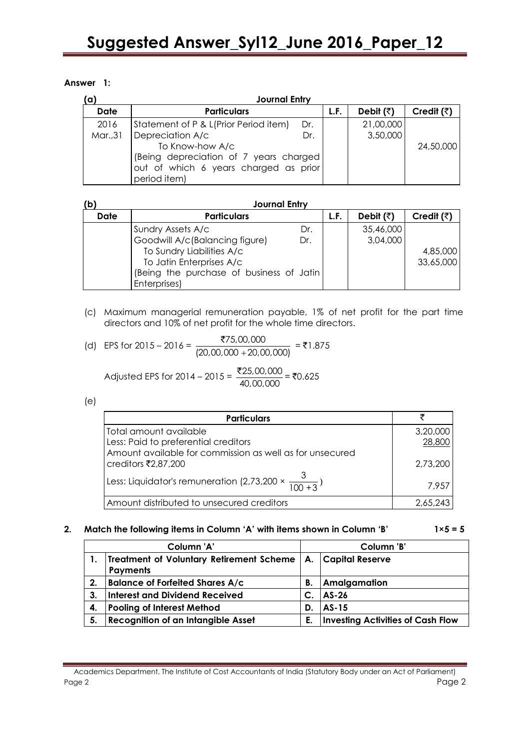**Answer 1:**

(a) **Journal Entry**

| Date | Particulars | L.F. | Debit (₹) | Credit (₹) |
|---|---|---|---|---|
| 2016 Mar.,31 | Statement of P & L(Prior Period item) Dr. | | 21,00,000 | |
| | Depreciation A/c Dr. | | 3,50,000 | |
| | To Know-how A/c | | | 24,50,000 |
| | (Being depreciation of 7 years charged out of which 6 years charged as prior period item) | | | |

(b) **Journal Entry**

| Date | Particulars | L.F. | Debit (₹) | Credit (₹) |
|---|---|---|---|---|
| | Sundry Assets A/c Dr. | | 35,46,000 | |
| | Goodwill A/c(Balancing figure) Dr. | | 3,04,000 | |
| | To Sundry Liabilities A/c | | | 4,85,000 |
| | To Jatin Enterprises A/c | | | 33,65,000 |
| | (Being the purchase of business of Jatin Enterprises) | | | |

(c) Maximum managerial remuneration payable, 1% of net profit for the part time directors and 10% of net profit for the whole time directors.

(d) EPS for 2015 – 2016 = $\frac{₹75,00,000}{(20,00,000 + 20,00,000)}$ = ₹1.875

Adjusted EPS for 2014 – 2015 = $\frac{₹25,00,000}{40,00,000}$ = ₹0.625

(e)

| Particulars | ₹ |
|---|---|
| Total amount available | 3,20,000 |
| Less: Paid to preferential creditors | 28,800 |
| Amount available for commission as well as for unsecured creditors ₹2,87,200 | 2,73,200 |
| Less: Liquidator's remuneration (2,73,200 × $\frac{3}{100+3}$) | 7,957 |
| Amount distributed to unsecured creditors | 2,65,243 |

**2. Match the following items in Column 'A' with items shown in Column 'B' 1×5 = 5**

| | Column 'A' | | Column 'B' |
|---|---|---|---|
| **1.** | **Treatment of Voluntary Retirement Scheme Payments** | **A.** | **Capital Reserve** |
| **2.** | **Balance of Forfeited Shares A/c** | **B.** | **Amalgamation** |
| **3.** | **Interest and Dividend Received** | **C.** | **AS-26** |
| **4.** | **Pooling of Interest Method** | **D.** | **AS-15** |
| **5.** | **Recognition of an Intangible Asset** | **E.** | **Investing Activities of Cash Flow** |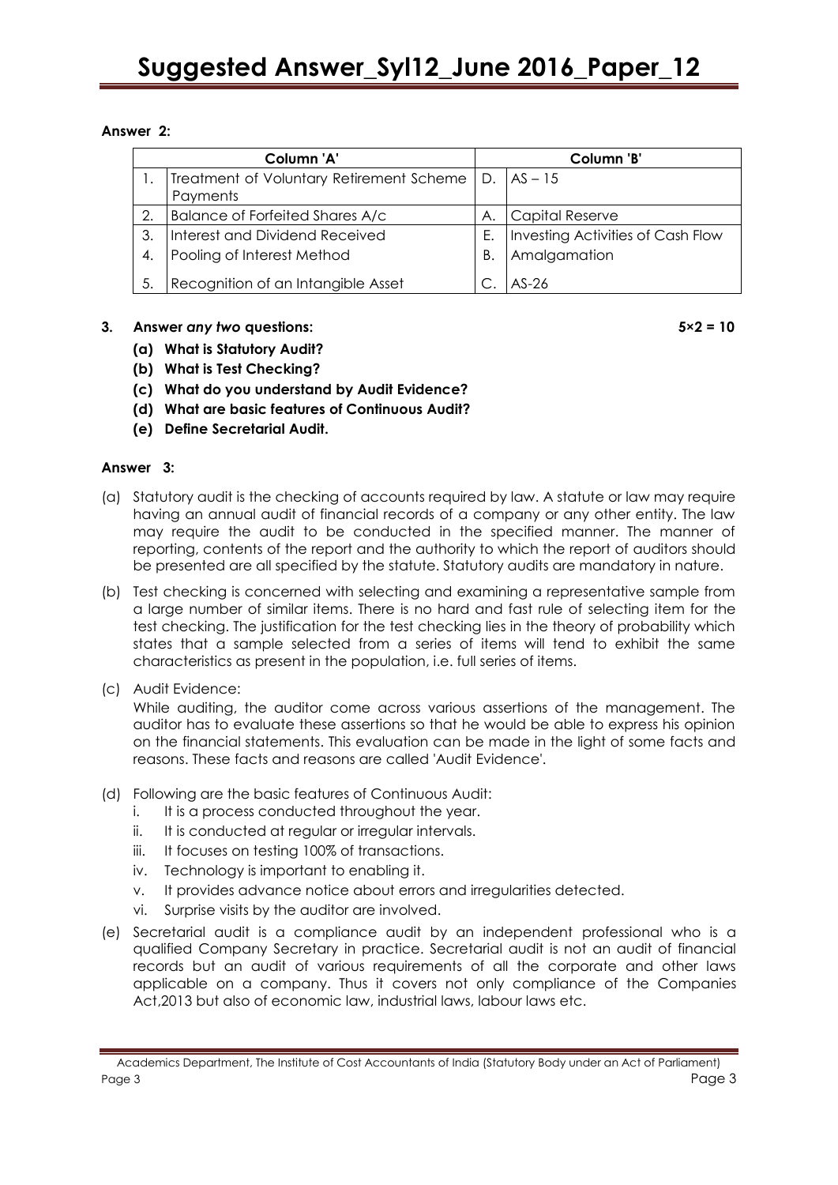**Answer 2:**

| | Column 'A' | | Column 'B' |
|---|---|---|---|
| 1. | Treatment of Voluntary Retirement Scheme Payments | D. | AS – 15 |
| 2. | Balance of Forfeited Shares A/c | A. | Capital Reserve |
| 3. | Interest and Dividend Received | E. | Investing Activities of Cash Flow |
| 4. | Pooling of Interest Method | B. | Amalgamation |
| 5. | Recognition of an Intangible Asset | C. | AS-26 |

**3. Answer *any two* questions: 5×2 = 10**

**(a) What is Statutory Audit?**

**(b) What is Test Checking?**

**(c) What do you understand by Audit Evidence?**

**(d) What are basic features of Continuous Audit?**

**(e) Define Secretarial Audit.**

**Answer 3:**

(a) Statutory audit is the checking of accounts required by law. A statute or law may require having an annual audit of financial records of a company or any other entity. The law may require the audit to be conducted in the specified manner. The manner of reporting, contents of the report and the authority to which the report of auditors should be presented are all specified by the statute. Statutory audits are mandatory in nature.

(b) Test checking is concerned with selecting and examining a representative sample from a large number of similar items. There is no hard and fast rule of selecting item for the test checking. The justification for the test checking lies in the theory of probability which states that a sample selected from a series of items will tend to exhibit the same characteristics as present in the population, i.e. full series of items.

(c) Audit Evidence:

While auditing, the auditor come across various assertions of the management. The auditor has to evaluate these assertions so that he would be able to express his opinion on the financial statements. This evaluation can be made in the light of some facts and reasons. These facts and reasons are called 'Audit Evidence'.

(d) Following are the basic features of Continuous Audit:

   i. It is a process conducted throughout the year.
   ii. It is conducted at regular or irregular intervals.
   iii. It focuses on testing 100% of transactions.
   iv. Technology is important to enabling it.
   v. It provides advance notice about errors and irregularities detected.
   vi. Surprise visits by the auditor are involved.

(e) Secretarial audit is a compliance audit by an independent professional who is a qualified Company Secretary in practice. Secretarial audit is not an audit of financial records but an audit of various requirements of all the corporate and other laws applicable on a company. Thus it covers not only compliance of the Companies Act,2013 but also of economic law, industrial laws, labour laws etc.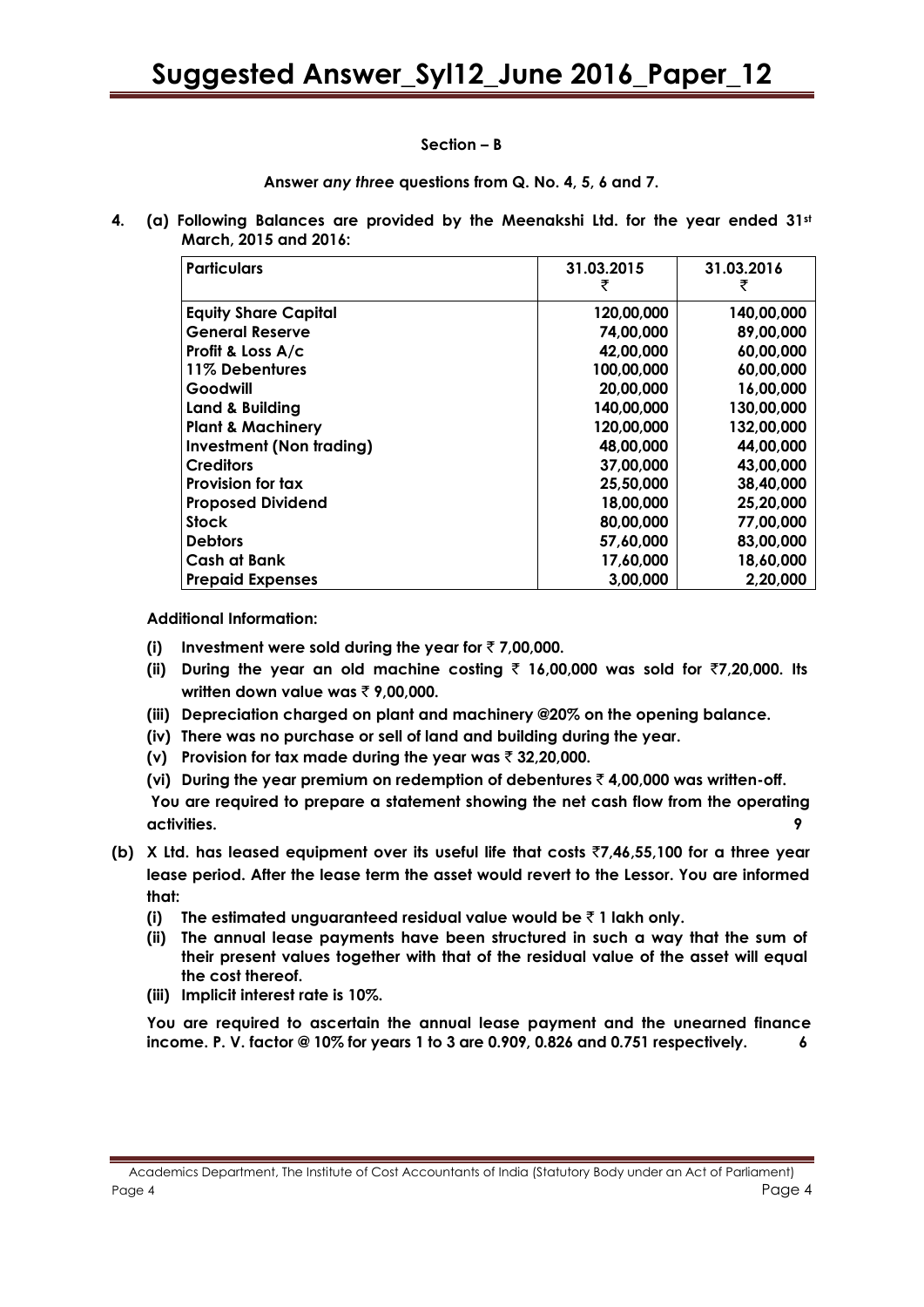**Section – B**

**Answer *any three* questions from Q. No. 4, 5, 6 and 7.**

**4. (a) Following Balances are provided by the Meenakshi Ltd. for the year ended 31st March, 2015 and 2016:**

| Particulars | 31.03.2015 ₹ | 31.03.2016 ₹ |
|---|---|---|
| Equity Share Capital | 120,00,000 | 140,00,000 |
| General Reserve | 74,00,000 | 89,00,000 |
| Profit & Loss A/c | 42,00,000 | 60,00,000 |
| 11% Debentures | 100,00,000 | 60,00,000 |
| Goodwill | 20,00,000 | 16,00,000 |
| Land & Building | 140,00,000 | 130,00,000 |
| Plant & Machinery | 120,00,000 | 132,00,000 |
| Investment (Non trading) | 48,00,000 | 44,00,000 |
| Creditors | 37,00,000 | 43,00,000 |
| Provision for tax | 25,50,000 | 38,40,000 |
| Proposed Dividend | 18,00,000 | 25,20,000 |
| Stock | 80,00,000 | 77,00,000 |
| Debtors | 57,60,000 | 83,00,000 |
| Cash at Bank | 17,60,000 | 18,60,000 |
| Prepaid Expenses | 3,00,000 | 2,20,000 |

**Additional Information:**

**(i) Investment were sold during the year for ₹ 7,00,000.**

**(ii) During the year an old machine costing ₹ 16,00,000 was sold for ₹7,20,000. Its written down value was ₹ 9,00,000.**

**(iii) Depreciation charged on plant and machinery @20% on the opening balance.**

**(iv) There was no purchase or sell of land and building during the year.**

**(v) Provision for tax made during the year was ₹ 32,20,000.**

**(vi) During the year premium on redemption of debentures ₹ 4,00,000 was written-off.**

**You are required to prepare a statement showing the net cash flow from the operating activities.** **9**

**(b) X Ltd. has leased equipment over its useful life that costs ₹7,46,55,100 for a three year lease period. After the lease term the asset would revert to the Lessor. You are informed that:**

**(i) The estimated unguaranteed residual value would be ₹ 1 lakh only.**

**(ii) The annual lease payments have been structured in such a way that the sum of their present values together with that of the residual value of the asset will equal the cost thereof.**

**(iii) Implicit interest rate is 10%.**

**You are required to ascertain the annual lease payment and the unearned finance income. P. V. factor @ 10% for years 1 to 3 are 0.909, 0.826 and 0.751 respectively.** **6**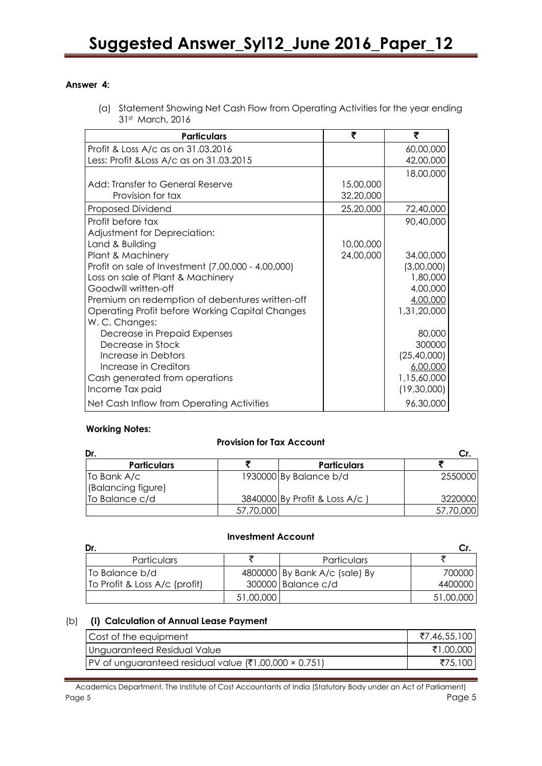**Answer 4:**

(a) Statement Showing Net Cash Flow from Operating Activities for the year ending 31st March, 2016

| Particulars | ₹ | ₹ |
|---|---|---|
| Profit & Loss A/c as on 31.03.2016 | | 60,00,000 |
| Less: Profit &Loss A/c as on 31.03.2015 | | 42,00,000 |
| | | 18,00,000 |
| Add: Transfer to General Reserve | 15,00,000 | |
| Provision for tax | 32,20,000 | |
| Proposed Dividend | 25,20,000 | 72,40,000 |
| Profit before tax | | 90,40,000 |
| Adjustment for Depreciation: | | |
| Land & Building | 10,00,000 | |
| Plant & Machinery | 24,00,000 | 34,00,000 |
| Profit on sale of Investment (7,00,000 - 4,00,000) | | (3,00,000) |
| Loss on sale of Plant & Machinery | | 1,80,000 |
| Goodwill written-off | | 4,00,000 |
| Premium on redemption of debentures written-off | | 4,00,000 |
| Operating Profit before Working Capital Changes | | 1,31,20,000 |
| W. C. Changes: | | |
| Decrease in Prepaid Expenses | | 80,000 |
| Decrease in Stock | | 300000 |
| Increase in Debtors | | (25,40,000) |
| Increase in Creditors | | 6,00,000 |
| Cash generated from operations | | 1,15,60,000 |
| Income Tax paid | | (19,30,000) |
| Net Cash Inflow from Operating Activities | | 96,30,000 |

**Working Notes:**

**Provision for Tax Account**

Dr. Cr.

| Particulars | ₹ | Particulars | ₹ |
|---|---|---|---|
| To Bank A/c (Balancing figure) | 1930000 | By Balance b/d | 2550000 |
| To Balance c/d | 3840000 | By Profit & Loss A/c ) | 3220000 |
| | 57,70,000 | | 57,70,000 |

**Investment Account**

Dr. Cr.

| Particulars | ₹ | Particulars | ₹ |
|---|---|---|---|
| To Balance b/d | 4800000 | By Bank A/c (sale) By | 700000 |
| To Profit & Loss A/c (profit) | 300000 | Balance c/d | 4400000 |
| | 51,00,000 | | 51,00,000 |

(b) **(I) Calculation of Annual Lease Payment**

| | |
|---|---|
| Cost of the equipment | ₹7,46,55,100 |
| Unguaranteed Residual Value | ₹1,00,000 |
| PV of unguaranteed residual value (₹1,00,000 × 0.751) | ₹75,100 |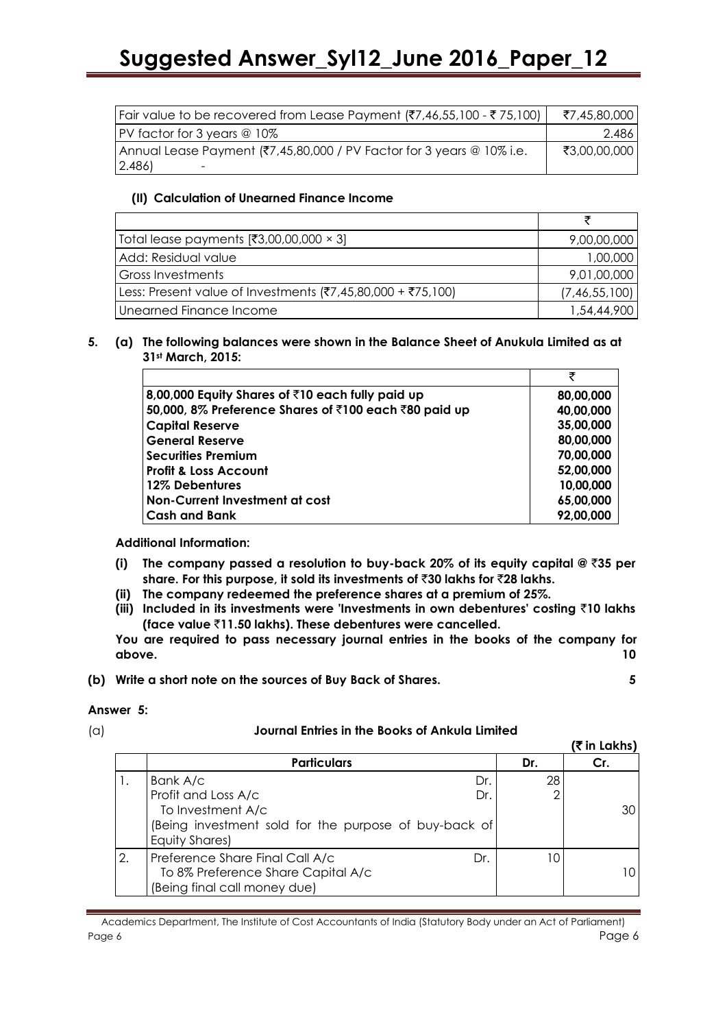| | |
|---|---|
| Fair value to be recovered from Lease Payment (₹7,46,55,100 - ₹ 75,100) | ₹7,45,80,000 |
| PV factor for 3 years @ 10% | 2.486 |
| Annual Lease Payment (₹7,45,80,000 / PV Factor for 3 years @ 10% i.e. 2.486) - | ₹3,00,00,000 |

**(II) Calculation of Unearned Finance Income**

| | ₹ |
|---|---|
| Total lease payments [₹3,00,00,000 × 3] | 9,00,00,000 |
| Add: Residual value | 1,00,000 |
| Gross Investments | 9,01,00,000 |
| Less: Present value of Investments (₹7,45,80,000 + ₹75,100) | (7,46,55,100) |
| Unearned Finance Income | 1,54,44,900 |

**5. (a) The following balances were shown in the Balance Sheet of Anukula Limited as at 31st March, 2015:**

| | ₹ |
|---|---|
| **8,00,000 Equity Shares of ₹10 each fully paid up** | **80,00,000** |
| **50,000, 8% Preference Shares of ₹100 each ₹80 paid up** | **40,00,000** |
| **Capital Reserve** | **35,00,000** |
| **General Reserve** | **80,00,000** |
| **Securities Premium** | **70,00,000** |
| **Profit & Loss Account** | **52,00,000** |
| **12% Debentures** | **10,00,000** |
| **Non-Current Investment at cost** | **65,00,000** |
| **Cash and Bank** | **92,00,000** |

**Additional Information:**

**(i) The company passed a resolution to buy-back 20% of its equity capital @ ₹35 per share. For this purpose, it sold its investments of ₹30 lakhs for ₹28 lakhs.**

**(ii) The company redeemed the preference shares at a premium of 25%.**

**(iii) Included in its investments were 'Investments in own debentures' costing ₹10 lakhs (face value ₹11.50 lakhs). These debentures were cancelled.**

**You are required to pass necessary journal entries in the books of the company for above. 10**

**(b) Write a short note on the sources of Buy Back of Shares. 5**

**Answer 5:**

(a) **Journal Entries in the Books of Ankula Limited**

**(₹ in Lakhs)**

| | Particulars | Dr. | Cr. |
|---|---|---|---|
| 1. | Bank A/c Dr.<br>Profit and Loss A/c Dr.<br>To Investment A/c<br>(Being investment sold for the purpose of buy-back of Equity Shares) | 28<br>2 | <br><br>30 |
| 2. | Preference Share Final Call A/c Dr.<br>To 8% Preference Share Capital A/c<br>(Being final call money due) | 10 | <br>10 |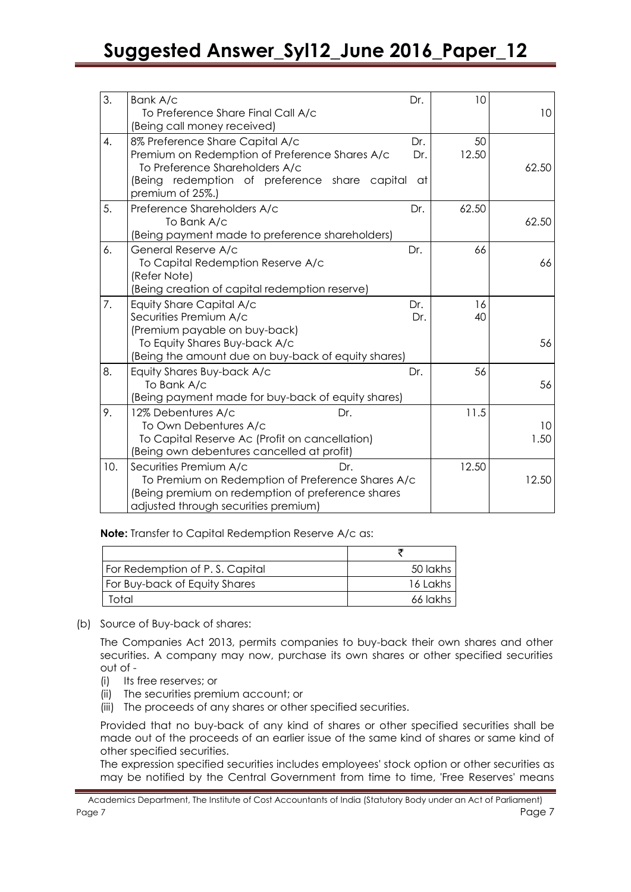| 3. | Bank A/c Dr.<br>To Preference Share Final Call A/c<br>(Being call money received) | 10 | 10 |
|---|---|---|---|
| 4. | 8% Preference Share Capital A/c Dr.<br>Premium on Redemption of Preference Shares A/c Dr.<br>To Preference Shareholders A/c<br>(Being redemption of preference share capital at premium of 25%.) | 50<br>12.50 | 62.50 |
| 5. | Preference Shareholders A/c Dr.<br>To Bank A/c<br>(Being payment made to preference shareholders) | 62.50 | 62.50 |
| 6. | General Reserve A/c Dr.<br>To Capital Redemption Reserve A/c<br>(Refer Note)<br>(Being creation of capital redemption reserve) | 66 | 66 |
| 7. | Equity Share Capital A/c Dr.<br>Securities Premium A/c Dr.<br>(Premium payable on buy-back)<br>To Equity Shares Buy-back A/c<br>(Being the amount due on buy-back of equity shares) | 16<br>40 | 56 |
| 8. | Equity Shares Buy-back A/c Dr.<br>To Bank A/c<br>(Being payment made for buy-back of equity shares) | 56 | 56 |
| 9. | 12% Debentures A/c Dr.<br>To Own Debentures A/c<br>To Capital Reserve Ac (Profit on cancellation)<br>(Being own debentures cancelled at profit) | 11.5 | 10<br>1.50 |
| 10. | Securities Premium A/c Dr.<br>To Premium on Redemption of Preference Shares A/c<br>(Being premium on redemption of preference shares adjusted through securities premium) | 12.50 | 12.50 |

**Note:** Transfer to Capital Redemption Reserve A/c as:

| | ₹ |
|---|---|
| For Redemption of P. S. Capital | 50 lakhs |
| For Buy-back of Equity Shares | 16 Lakhs |
| Total | 66 lakhs |

(b) Source of Buy-back of shares:

The Companies Act 2013, permits companies to buy-back their own shares and other securities. A company may now, purchase its own shares or other specified securities out of -

(i) Its free reserves; or
(ii) The securities premium account; or
(iii) The proceeds of any shares or other specified securities.

Provided that no buy-back of any kind of shares or other specified securities shall be made out of the proceeds of an earlier issue of the same kind of shares or same kind of other specified securities.

The expression specified securities includes employees' stock option or other securities as may be notified by the Central Government from time to time, 'Free Reserves' means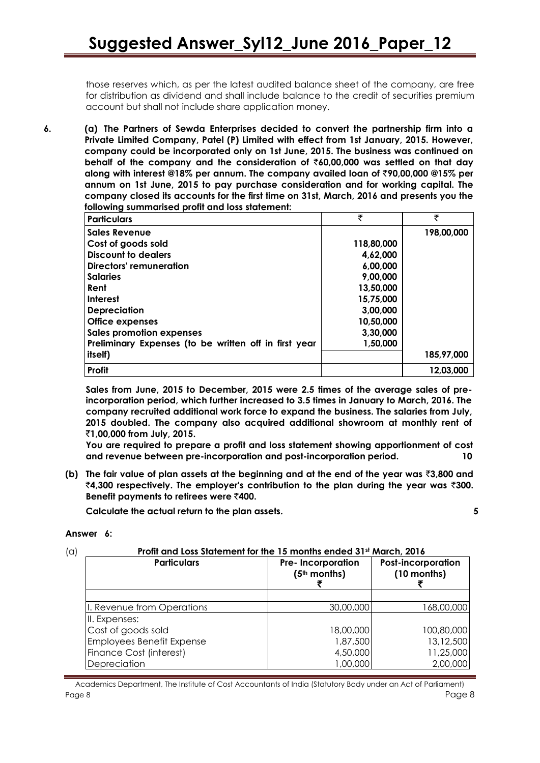those reserves which, as per the latest audited balance sheet of the company, are free for distribution as dividend and shall include balance to the credit of securities premium account but shall not include share application money.

**6. (a) The Partners of Sewda Enterprises decided to convert the partnership firm into a Private Limited Company, Patel (P) Limited with effect from 1st January, 2015. However, company could be incorporated only on 1st June, 2015. The business was continued on behalf of the company and the consideration of ₹60,00,000 was settled on that day along with interest @18% per annum. The company availed loan of ₹90,00,000 @15% per annum on 1st June, 2015 to pay purchase consideration and for working capital. The company closed its accounts for the first time on 31st, March, 2016 and presents you the following summarised profit and loss statement:**

| Particulars | ₹ | ₹ |
|---|---|---|
| **Sales Revenue** | | **198,00,000** |
| **Cost of goods sold** | **118,80,000** | |
| **Discount to dealers** | **4,62,000** | |
| **Directors' remuneration** | **6,00,000** | |
| **Salaries** | **9,00,000** | |
| **Rent** | **13,50,000** | |
| **Interest** | **15,75,000** | |
| **Depreciation** | **3,00,000** | |
| **Office expenses** | **10,50,000** | |
| **Sales promotion expenses** | **3,30,000** | |
| **Preliminary Expenses (to be written off in first year itself)** | **1,50,000** | **185,97,000** |
| **Profit** | | **12,03,000** |

**Sales from June, 2015 to December, 2015 were 2.5 times of the average sales of pre-incorporation period, which further increased to 3.5 times in January to March, 2016. The company recruited additional work force to expand the business. The salaries from July, 2015 doubled. The company also acquired additional showroom at monthly rent of ₹1,00,000 from July, 2015.**

**You are required to prepare a profit and loss statement showing apportionment of cost and revenue between pre-incorporation and post-incorporation period. 10**

**(b) The fair value of plan assets at the beginning and at the end of the year was ₹3,800 and ₹4,300 respectively. The employer's contribution to the plan during the year was ₹300. Benefit payments to retirees were ₹400.**

**Calculate the actual return to the plan assets. 5**

**Answer 6:**

(a) **Profit and Loss Statement for the 15 months ended 31st March, 2016**

| Particulars | Pre- Incorporation (5th months) ₹ | Post-incorporation (10 months) ₹ |
|---|---|---|
| | | |
| I. Revenue from Operations | 30,00,000 | 168,00,000 |
| II. Expenses: | | |
| Cost of goods sold | 18,00,000 | 100,80,000 |
| Employees Benefit Expense | 1,87,500 | 13,12,500 |
| Finance Cost (interest) | 4,50,000 | 11,25,000 |
| Depreciation | 1,00,000 | 2,00,000 |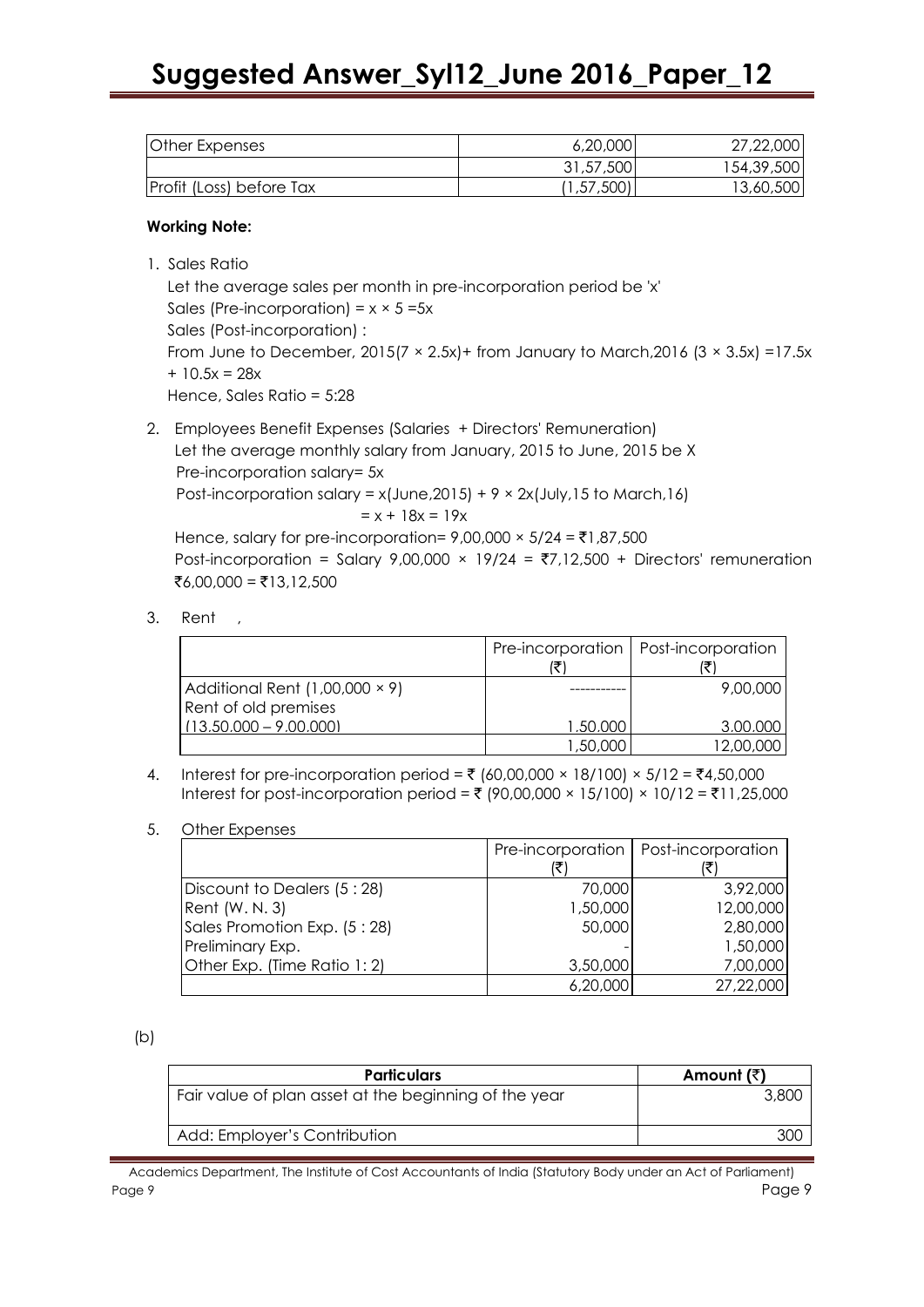| | | |
|---|---|---|
| Other Expenses | 6,20,000 | 27,22,000 |
| | 31,57,500 | 154,39,500 |
| Profit (Loss) before Tax | (1,57,500) | 13,60,500 |

**Working Note:**

1. Sales Ratio

   Let the average sales per month in pre-incorporation period be 'x'

   Sales (Pre-incorporation) = x × 5 =5x

   Sales (Post-incorporation) :

   From June to December, 2015(7 × 2.5x)+ from January to March,2016 (3 × 3.5x) =17.5x + 10.5x = 28x

   Hence, Sales Ratio = 5:28

2. Employees Benefit Expenses (Salaries + Directors' Remuneration)

   Let the average monthly salary from January, 2015 to June, 2015 be X

   Pre-incorporation salary= 5x

   Post-incorporation salary = x(June,2015) + 9 × 2x(July,15 to March,16)

   = x + 18x = 19x

   Hence, salary for pre-incorporation= 9,00,000 × 5/24 = ₹1,87,500

   Post-incorporation = Salary 9,00,000 × 19/24 = ₹7,12,500 + Directors' remuneration ₹6,00,000 = ₹13,12,500

3. Rent ,

| | Pre-incorporation (₹) | Post-incorporation (₹) |
|---|---|---|
| Additional Rent (1,00,000 × 9) | ---------- | 9,00,000 |
| Rent of old premises (13,50,000 – 9,00,000) | 1,50,000 | 3,00,000 |
| | 1,50,000 | 12,00,000 |

4. Interest for pre-incorporation period = ₹ (60,00,000 × 18/100) × 5/12 = ₹4,50,000

   Interest for post-incorporation period = ₹ (90,00,000 × 15/100) × 10/12 = ₹11,25,000

5. Other Expenses

| | Pre-incorporation (₹) | Post-incorporation (₹) |
|---|---|---|
| Discount to Dealers (5 : 28) | 70,000 | 3,92,000 |
| Rent (W. N. 3) | 1,50,000 | 12,00,000 |
| Sales Promotion Exp. (5 : 28) | 50,000 | 2,80,000 |
| Preliminary Exp. | - | 1,50,000 |
| Other Exp. (Time Ratio 1: 2) | 3,50,000 | 7,00,000 |
| | 6,20,000 | 27,22,000 |

(b)

| Particulars | Amount (₹) |
|---|---|
| Fair value of plan asset at the beginning of the year | 3,800 |
| Add: Employer's Contribution | 300 |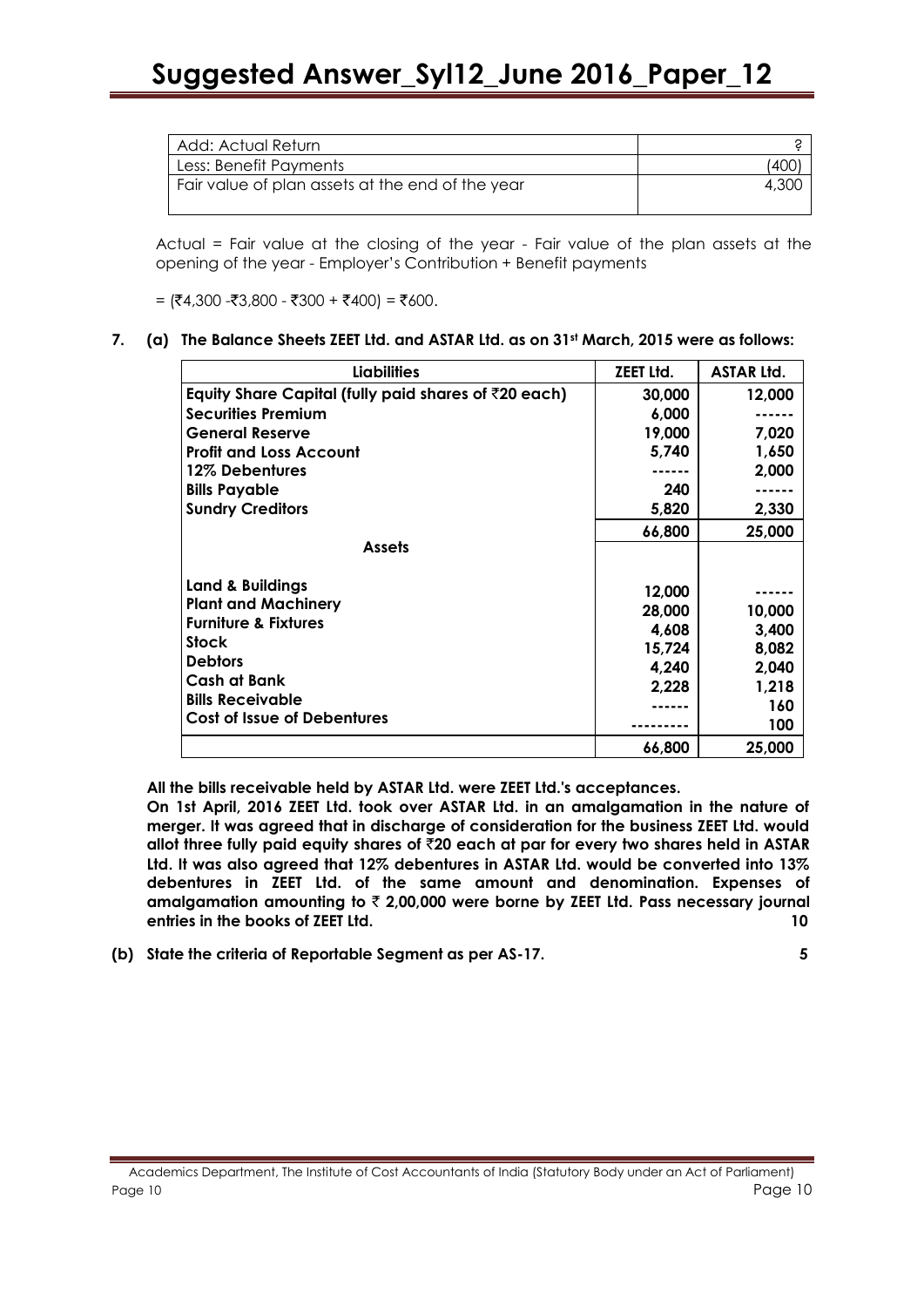| | |
|---|---|
| Add: Actual Return | ? |
| Less: Benefit Payments | (400) |
| Fair value of plan assets at the end of the year | 4,300 |

Actual = Fair value at the closing of the year - Fair value of the plan assets at the opening of the year - Employer's Contribution + Benefit payments

= (₹4,300 -₹3,800 - ₹300 + ₹400) = ₹600.

**7. (a) The Balance Sheets ZEET Ltd. and ASTAR Ltd. as on 31st March, 2015 were as follows:**

| Liabilities | ZEET Ltd. | ASTAR Ltd. |
|---|---|---|
| **Equity Share Capital (fully paid shares of ₹20 each)** | **30,000** | **12,000** |
| **Securities Premium** | **6,000** | ------ |
| **General Reserve** | **19,000** | **7,020** |
| **Profit and Loss Account** | **5,740** | **1,650** |
| **12% Debentures** | ------ | **2,000** |
| **Bills Payable** | **240** | ------ |
| **Sundry Creditors** | **5,820** | **2,330** |
| | **66,800** | **25,000** |
| **Assets** | | |
| **Land & Buildings** | **12,000** | ------ |
| **Plant and Machinery** | **28,000** | **10,000** |
| **Furniture & Fixtures** | **4,608** | **3,400** |
| **Stock** | **15,724** | **8,082** |
| **Debtors** | **4,240** | **2,040** |
| **Cash at Bank** | **2,228** | **1,218** |
| **Bills Receivable** | ------ | **160** |
| **Cost of Issue of Debentures** | --------- | **100** |
| | **66,800** | **25,000** |

**All the bills receivable held by ASTAR Ltd. were ZEET Ltd.'s acceptances.**

**On 1st April, 2016 ZEET Ltd. took over ASTAR Ltd. in an amalgamation in the nature of merger. It was agreed that in discharge of consideration for the business ZEET Ltd. would allot three fully paid equity shares of ₹20 each at par for every two shares held in ASTAR Ltd. It was also agreed that 12% debentures in ASTAR Ltd. would be converted into 13% debentures in ZEET Ltd. of the same amount and denomination. Expenses of amalgamation amounting to ₹ 2,00,000 were borne by ZEET Ltd. Pass necessary journal entries in the books of ZEET Ltd.** **10**

**(b) State the criteria of Reportable Segment as per AS-17.** **5**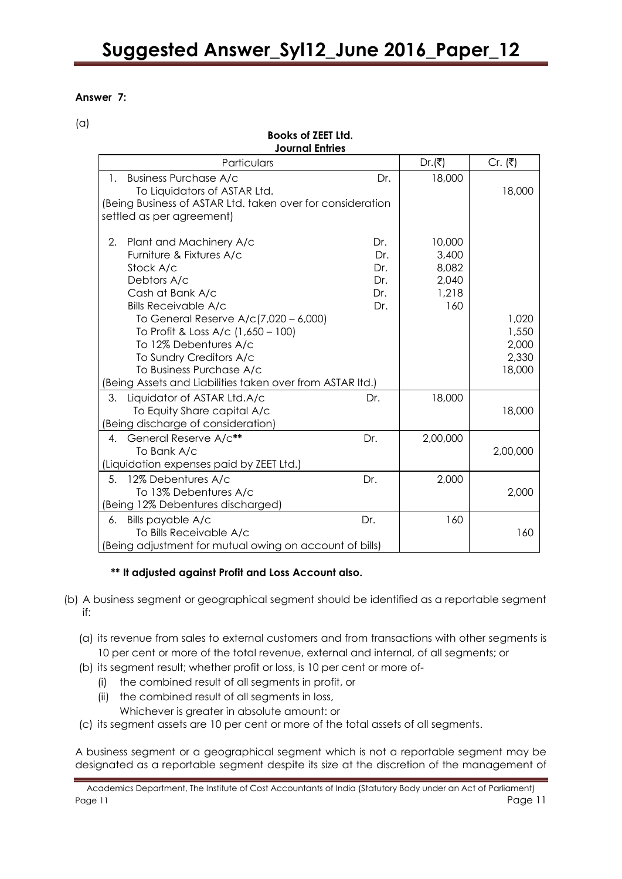**Answer 7:**

(a)

**Books of ZEET Ltd.**
**Journal Entries**

| Particulars | | Dr.(₹) | Cr. (₹) |
|---|---|---|---|
| 1. Business Purchase A/c | Dr. | 18,000 | |
| To Liquidators of ASTAR Ltd. | | | 18,000 |
| (Being Business of ASTAR Ltd. taken over for consideration settled as per agreement) | | | |
| 2. Plant and Machinery A/c | Dr. | 10,000 | |
| Furniture & Fixtures A/c | Dr. | 3,400 | |
| Stock A/c | Dr. | 8,082 | |
| Debtors A/c | Dr. | 2,040 | |
| Cash at Bank A/c | Dr. | 1,218 | |
| Bills Receivable A/c | Dr. | 160 | |
| To General Reserve A/c(7,020 – 6,000) | | | 1,020 |
| To Profit & Loss A/c (1,650 – 100) | | | 1,550 |
| To 12% Debentures A/c | | | 2,000 |
| To Sundry Creditors A/c | | | 2,330 |
| To Business Purchase A/c | | | 18,000 |
| (Being Assets and Liabilities taken over from ASTAR ltd.) | | | |
| 3. Liquidator of ASTAR Ltd.A/c | Dr. | 18,000 | |
| To Equity Share capital A/c | | | 18,000 |
| (Being discharge of consideration) | | | |
| 4. General Reserve A/c** | Dr. | 2,00,000 | |
| To Bank A/c | | | 2,00,000 |
| (Liquidation expenses paid by ZEET Ltd.) | | | |
| 5. 12% Debentures A/c | Dr. | 2,000 | |
| To 13% Debentures A/c | | | 2,000 |
| (Being 12% Debentures discharged) | | | |
| 6. Bills payable A/c | Dr. | 160 | |
| To Bills Receivable A/c | | | 160 |
| (Being adjustment for mutual owing on account of bills) | | | |

**** It adjusted against Profit and Loss Account also.**

(b) A business segment or geographical segment should be identified as a reportable segment if:

(a) its revenue from sales to external customers and from transactions with other segments is 10 per cent or more of the total revenue, external and internal, of all segments; or

(b) its segment result; whether profit or loss, is 10 per cent or more of-

(i) the combined result of all segments in profit, or

(ii) the combined result of all segments in loss,

Whichever is greater in absolute amount: or

(c) its segment assets are 10 per cent or more of the total assets of all segments.

A business segment or a geographical segment which is not a reportable segment may be designated as a reportable segment despite its size at the discretion of the management of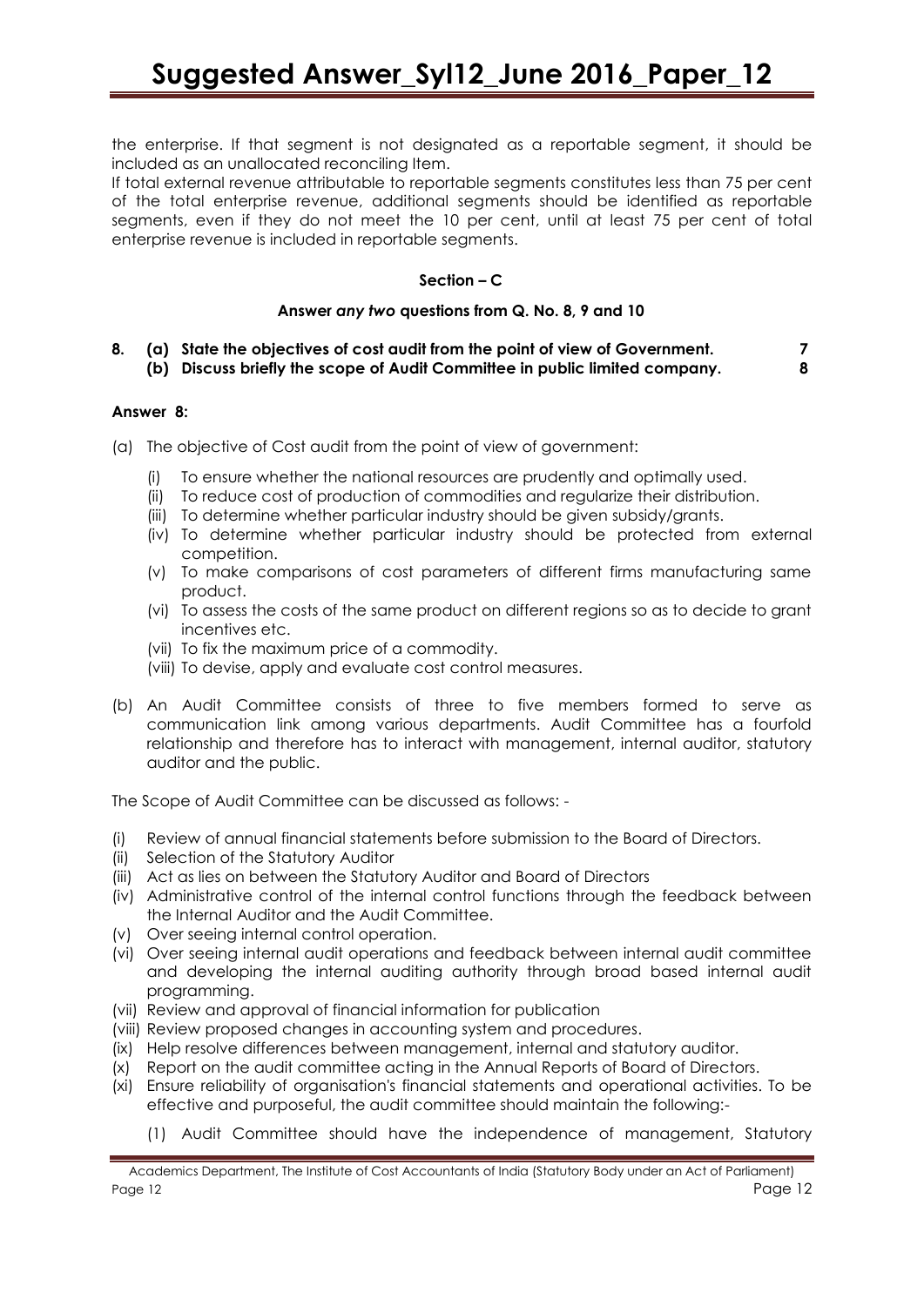the enterprise. If that segment is not designated as a reportable segment, it should be included as an unallocated reconciling Item.

If total external revenue attributable to reportable segments constitutes less than 75 per cent of the total enterprise revenue, additional segments should be identified as reportable segments, even if they do not meet the 10 per cent, until at least 75 per cent of total enterprise revenue is included in reportable segments.

## Section – C

**Answer *any two* questions from Q. No. 8, 9 and 10**

**8. (a) State the objectives of cost audit from the point of view of Government. 7**

**(b) Discuss briefly the scope of Audit Committee in public limited company. 8**

**Answer 8:**

(a) The objective of Cost audit from the point of view of government:

(i) To ensure whether the national resources are prudently and optimally used.
(ii) To reduce cost of production of commodities and regularize their distribution.
(iii) To determine whether particular industry should be given subsidy/grants.
(iv) To determine whether particular industry should be protected from external competition.
(v) To make comparisons of cost parameters of different firms manufacturing same product.
(vi) To assess the costs of the same product on different regions so as to decide to grant incentives etc.
(vii) To fix the maximum price of a commodity.
(viii) To devise, apply and evaluate cost control measures.

(b) An Audit Committee consists of three to five members formed to serve as communication link among various departments. Audit Committee has a fourfold relationship and therefore has to interact with management, internal auditor, statutory auditor and the public.

The Scope of Audit Committee can be discussed as follows: -

(i) Review of annual financial statements before submission to the Board of Directors.
(ii) Selection of the Statutory Auditor
(iii) Act as lies on between the Statutory Auditor and Board of Directors
(iv) Administrative control of the internal control functions through the feedback between the Internal Auditor and the Audit Committee.
(v) Over seeing internal control operation.
(vi) Over seeing internal audit operations and feedback between internal audit committee and developing the internal auditing authority through broad based internal audit programming.
(vii) Review and approval of financial information for publication
(viii) Review proposed changes in accounting system and procedures.
(ix) Help resolve differences between management, internal and statutory auditor.
(x) Report on the audit committee acting in the Annual Reports of Board of Directors.
(xi) Ensure reliability of organisation's financial statements and operational activities. To be effective and purposeful, the audit committee should maintain the following:-

(1) Audit Committee should have the independence of management, Statutory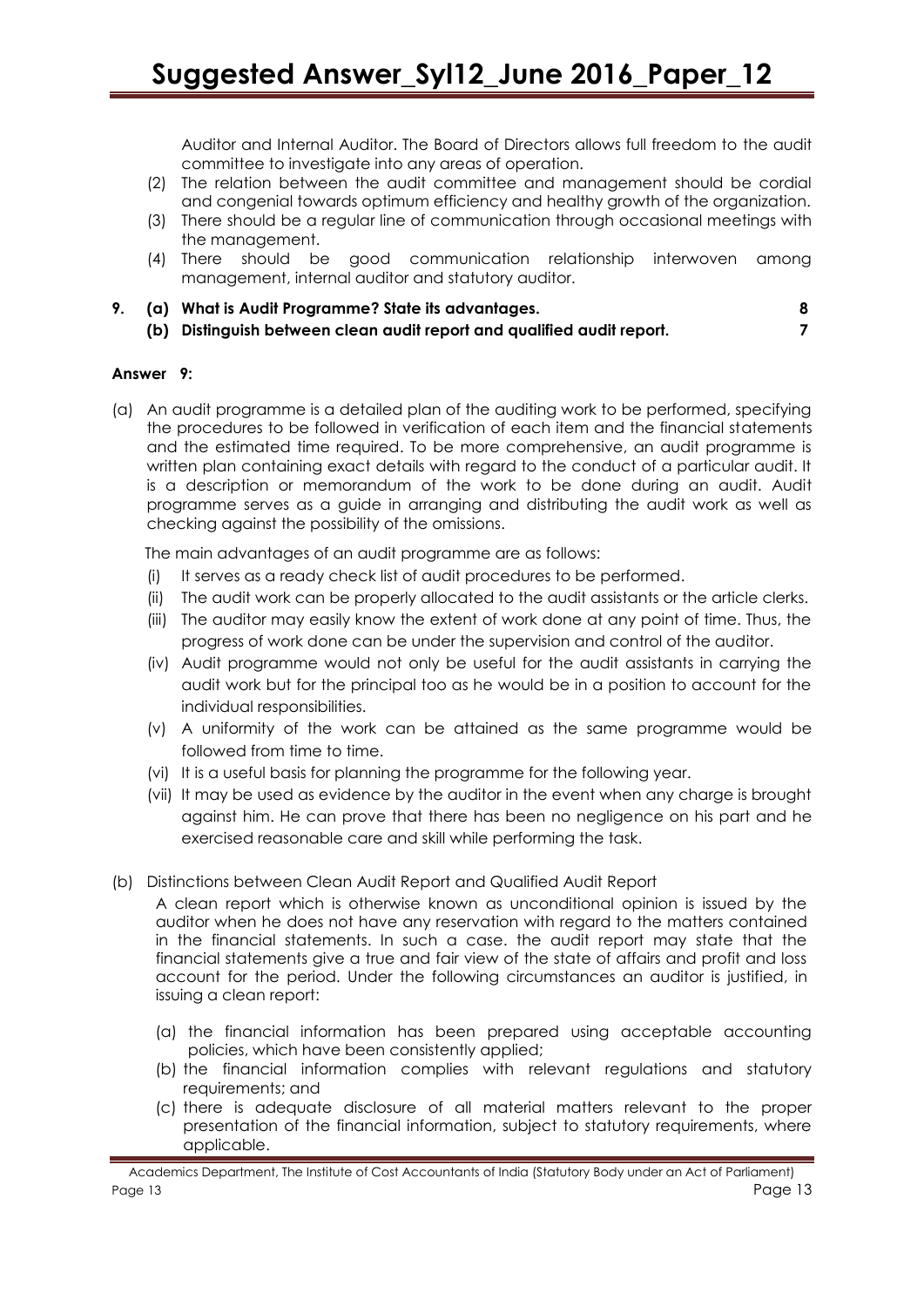Auditor and Internal Auditor. The Board of Directors allows full freedom to the audit committee to investigate into any areas of operation.

(2) The relation between the audit committee and management should be cordial and congenial towards optimum efficiency and healthy growth of the organization.

(3) There should be a regular line of communication through occasional meetings with the management.

(4) There should be good communication relationship interwoven among management, internal auditor and statutory auditor.

**9. (a) What is Audit Programme? State its advantages. 8**

**(b) Distinguish between clean audit report and qualified audit report. 7**

**Answer 9:**

(a) An audit programme is a detailed plan of the auditing work to be performed, specifying the procedures to be followed in verification of each item and the financial statements and the estimated time required. To be more comprehensive, an audit programme is written plan containing exact details with regard to the conduct of a particular audit. It is a description or memorandum of the work to be done during an audit. Audit programme serves as a guide in arranging and distributing the audit work as well as checking against the possibility of the omissions.

The main advantages of an audit programme are as follows:

(i) It serves as a ready check list of audit procedures to be performed.

(ii) The audit work can be properly allocated to the audit assistants or the article clerks.

(iii) The auditor may easily know the extent of work done at any point of time. Thus, the progress of work done can be under the supervision and control of the auditor.

(iv) Audit programme would not only be useful for the audit assistants in carrying the audit work but for the principal too as he would be in a position to account for the individual responsibilities.

(v) A uniformity of the work can be attained as the same programme would be followed from time to time.

(vi) It is a useful basis for planning the programme for the following year.

(vii) It may be used as evidence by the auditor in the event when any charge is brought against him. He can prove that there has been no negligence on his part and he exercised reasonable care and skill while performing the task.

(b) Distinctions between Clean Audit Report and Qualified Audit Report

A clean report which is otherwise known as unconditional opinion is issued by the auditor when he does not have any reservation with regard to the matters contained in the financial statements. In such a case. the audit report may state that the financial statements give a true and fair view of the state of affairs and profit and loss account for the period. Under the following circumstances an auditor is justified, in issuing a clean report:

(a) the financial information has been prepared using acceptable accounting policies, which have been consistently applied;

(b) the financial information complies with relevant regulations and statutory requirements; and

(c) there is adequate disclosure of all material matters relevant to the proper presentation of the financial information, subject to statutory requirements, where applicable.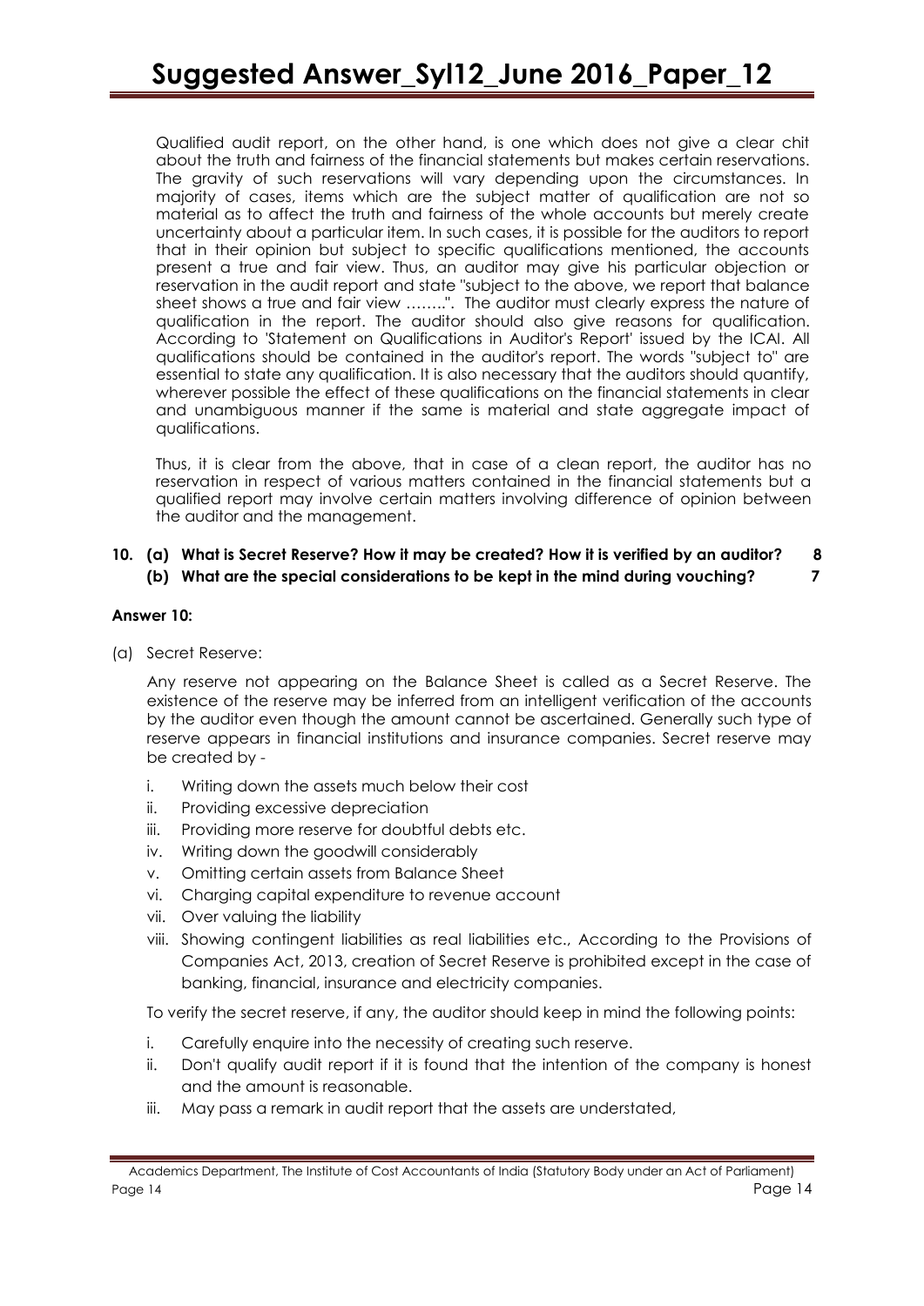Qualified audit report, on the other hand, is one which does not give a clear chit about the truth and fairness of the financial statements but makes certain reservations. The gravity of such reservations will vary depending upon the circumstances. In majority of cases, items which are the subject matter of qualification are not so material as to affect the truth and fairness of the whole accounts but merely create uncertainty about a particular item. In such cases, it is possible for the auditors to report that in their opinion but subject to specific qualifications mentioned, the accounts present a true and fair view. Thus, an auditor may give his particular objection or reservation in the audit report and state "subject to the above, we report that balance sheet shows a true and fair view ……..". The auditor must clearly express the nature of qualification in the report. The auditor should also give reasons for qualification. According to 'Statement on Qualifications in Auditor's Report' issued by the ICAI. All qualifications should be contained in the auditor's report. The words "subject to" are essential to state any qualification. It is also necessary that the auditors should quantify, wherever possible the effect of these qualifications on the financial statements in clear and unambiguous manner if the same is material and state aggregate impact of qualifications.

Thus, it is clear from the above, that in case of a clean report, the auditor has no reservation in respect of various matters contained in the financial statements but a qualified report may involve certain matters involving difference of opinion between the auditor and the management.

**10. (a) What is Secret Reserve? How it may be created? How it is verified by an auditor? 8**

**(b) What are the special considerations to be kept in the mind during vouching? 7**

**Answer 10:**

(a) Secret Reserve:

Any reserve not appearing on the Balance Sheet is called as a Secret Reserve. The existence of the reserve may be inferred from an intelligent verification of the accounts by the auditor even though the amount cannot be ascertained. Generally such type of reserve appears in financial institutions and insurance companies. Secret reserve may be created by -

i. Writing down the assets much below their cost
ii. Providing excessive depreciation
iii. Providing more reserve for doubtful debts etc.
iv. Writing down the goodwill considerably
v. Omitting certain assets from Balance Sheet
vi. Charging capital expenditure to revenue account
vii. Over valuing the liability
viii. Showing contingent liabilities as real liabilities etc., According to the Provisions of Companies Act, 2013, creation of Secret Reserve is prohibited except in the case of banking, financial, insurance and electricity companies.

To verify the secret reserve, if any, the auditor should keep in mind the following points:

i. Carefully enquire into the necessity of creating such reserve.
ii. Don't qualify audit report if it is found that the intention of the company is honest and the amount is reasonable.
iii. May pass a remark in audit report that the assets are understated,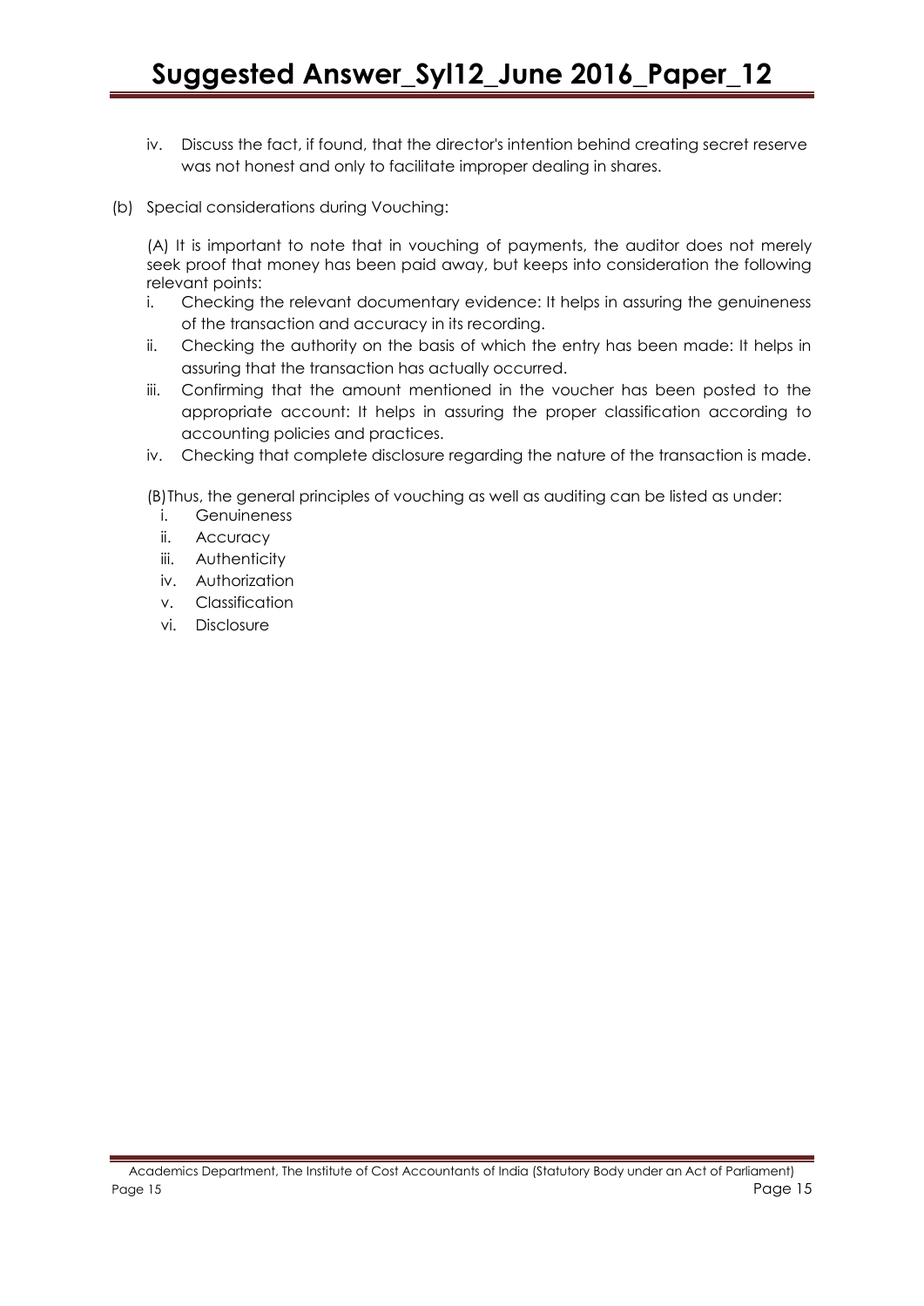iv. Discuss the fact, if found, that the director's intention behind creating secret reserve was not honest and only to facilitate improper dealing in shares.

(b) Special considerations during Vouching:

(A) It is important to note that in vouching of payments, the auditor does not merely seek proof that money has been paid away, but keeps into consideration the following relevant points:

i. Checking the relevant documentary evidence: It helps in assuring the genuineness of the transaction and accuracy in its recording.
ii. Checking the authority on the basis of which the entry has been made: It helps in assuring that the transaction has actually occurred.
iii. Confirming that the amount mentioned in the voucher has been posted to the appropriate account: It helps in assuring the proper classification according to accounting policies and practices.
iv. Checking that complete disclosure regarding the nature of the transaction is made.

(B) Thus, the general principles of vouching as well as auditing can be listed as under:

i. Genuineness
ii. Accuracy
iii. Authenticity
iv. Authorization
v. Classification
vi. Disclosure